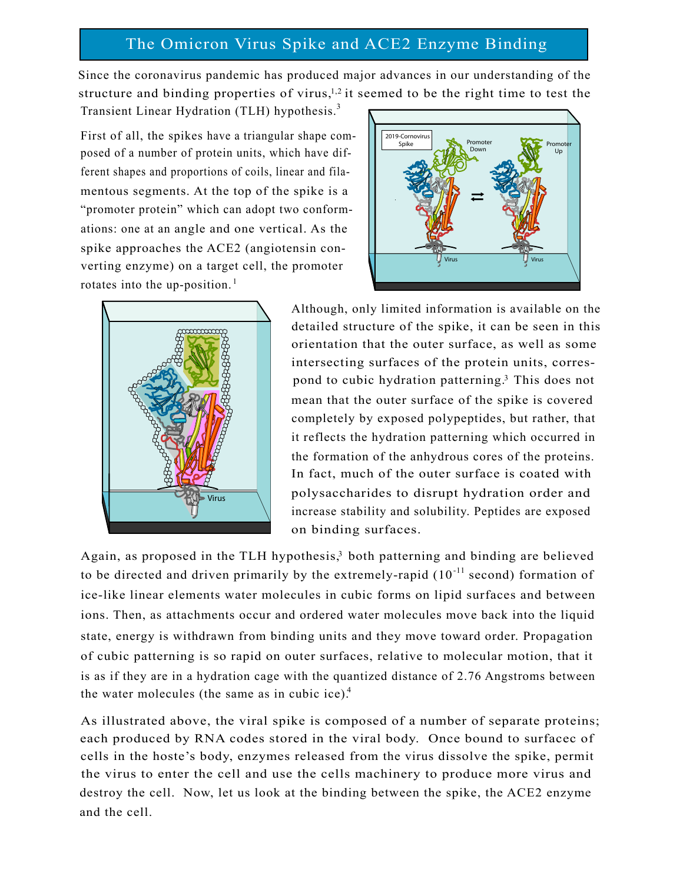# The Omicron Virus Spike and ACE2 Enzyme Binding

Since the coronavirus pandemic has produced major advances in our understanding of the structure and binding properties of virus,[1,2] it seemed to be the right time to test the Transient Linear Hydration (TLH) hypothesis.[3]

First of all, the spikes have a triangular shape composed of a number of protein units, which have different shapes and proportions of coils, linear and filamentous segments. At the top of the spike is a "promoter protein" which can adopt two conformations: one at an angle and one vertical. As the spike approaches the ACE2 (angiotensin converting enzyme) on a target cell, the promoter rotates into the up-position.[1]

Although, only limited information is available on the detailed structure of the spike, it can be seen in this orientation that the outer surface, as well as some intersecting surfaces of the protein units, correspond to cubic hydration patterning.[3] This does not mean that the outer surface of the spike is covered completely by exposed polypeptides, but rather, that it reflects the hydration patterning which occurred in the formation of the anhydrous cores of the proteins. In fact, much of the outer surface is coated with polysaccharides to disrupt hydration order and increase stability and solubility. Peptides are exposed on binding surfaces.

Again, as proposed in the TLH hypothesis,[3] both patterning and binding are believed to be directed and driven primarily by the extremely-rapid ($10^{-11}$ second) formation of ice-like linear elements water molecules in cubic forms on lipid surfaces and between ions. Then, as attachments occur and ordered water molecules move back into the liquid state, energy is withdrawn from binding units and they move toward order. Propagation of cubic patterning is so rapid on outer surfaces, relative to molecular motion, that it is as if they are in a hydration cage with the quantized distance of 2.76 Angstroms between the water molecules (the same as in cubic ice).[4]

As illustrated above, the viral spike is composed of a number of separate proteins; each produced by RNA codes stored in the viral body. Once bound to surfacec of cells in the hoste's body, enzymes released from the virus dissolve the spike, permit the virus to enter the cell and use the cells machinery to produce more virus and destroy the cell. Now, let us look at the binding between the spike, the ACE2 enzyme and the cell.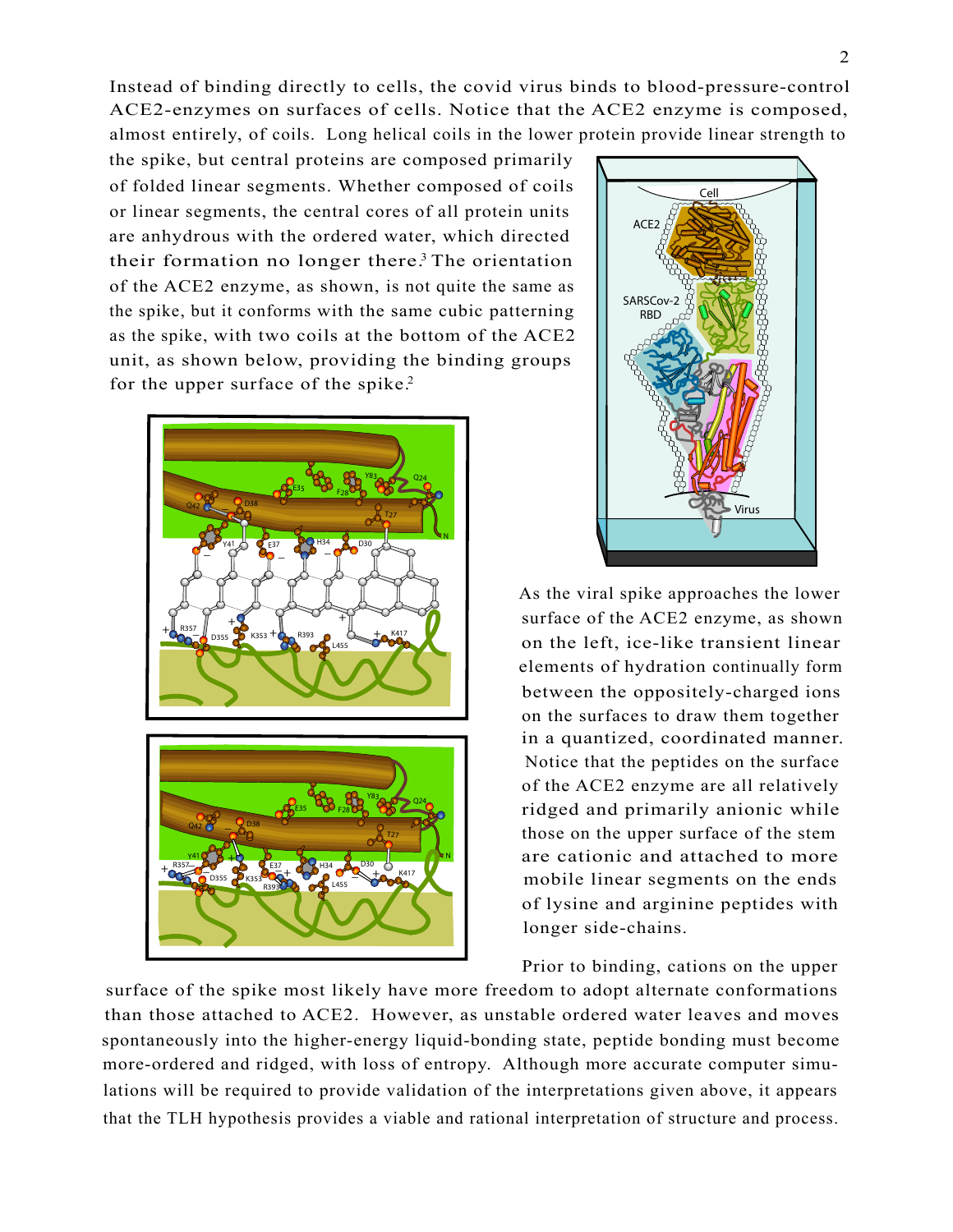Instead of binding directly to cells, the covid virus binds to blood-pressure-control ACE2-enzymes on surfaces of cells. Notice that the ACE2 enzyme is composed, almost entirely, of coils. Long helical coils in the lower protein provide linear strength to the spike, but central proteins are composed primarily of folded linear segments. Whether composed of coils or linear segments, the central cores of all protein units are anhydrous with the ordered water, which directed their formation no longer there.[3] The orientation of the ACE2 enzyme, as shown, is not quite the same as the spike, but it conforms with the same cubic patterning as the spike, with two coils at the bottom of the ACE2 unit, as shown below, providing the binding groups for the upper surface of the spike.[2]

As the viral spike approaches the lower surface of the ACE2 enzyme, as shown on the left, ice-like transient linear elements of hydration continually form between the oppositely-charged ions on the surfaces to draw them together in a quantized, coordinated manner. Notice that the peptides on the surface of the ACE2 enzyme are all relatively ridged and primarily anionic while those on the upper surface of the stem are cationic and attached to more mobile linear segments on the ends of lysine and arginine peptides with longer side-chains.

Prior to binding, cations on the upper surface of the spike most likely have more freedom to adopt alternate conformations than those attached to ACE2. However, as unstable ordered water leaves and moves spontaneously into the higher-energy liquid-bonding state, peptide bonding must become more-ordered and ridged, with loss of entropy. Although more accurate computer simulations will be required to provide validation of the interpretations given above, it appears that the TLH hypothesis provides a viable and rational interpretation of structure and process.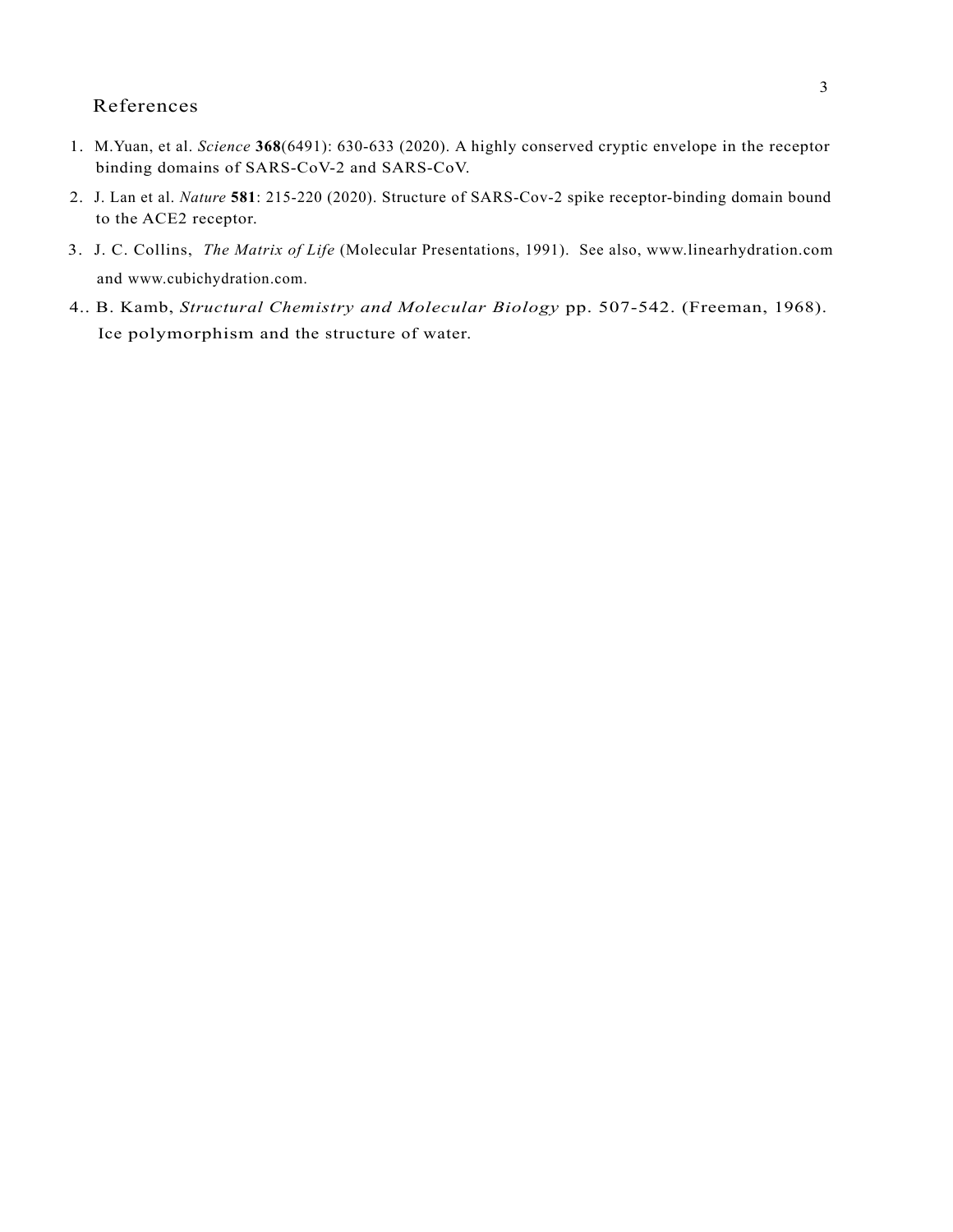## References

1. M.Yuan, et al. *Science* **368**(6491): 630-633 (2020). A highly conserved cryptic envelope in the receptor binding domains of SARS-CoV-2 and SARS-CoV.

2. J. Lan et al. *Nature* **581**: 215-220 (2020). Structure of SARS-Cov-2 spike receptor-binding domain bound to the ACE2 receptor.

3. J. C. Collins, *The Matrix of Life* (Molecular Presentations, 1991). See also, www.linearhydration.com and www.cubichydration.com.

4.. B. Kamb, *Structural Chemistry and Molecular Biology* pp. 507-542. (Freeman, 1968). Ice polymorphism and the structure of water.